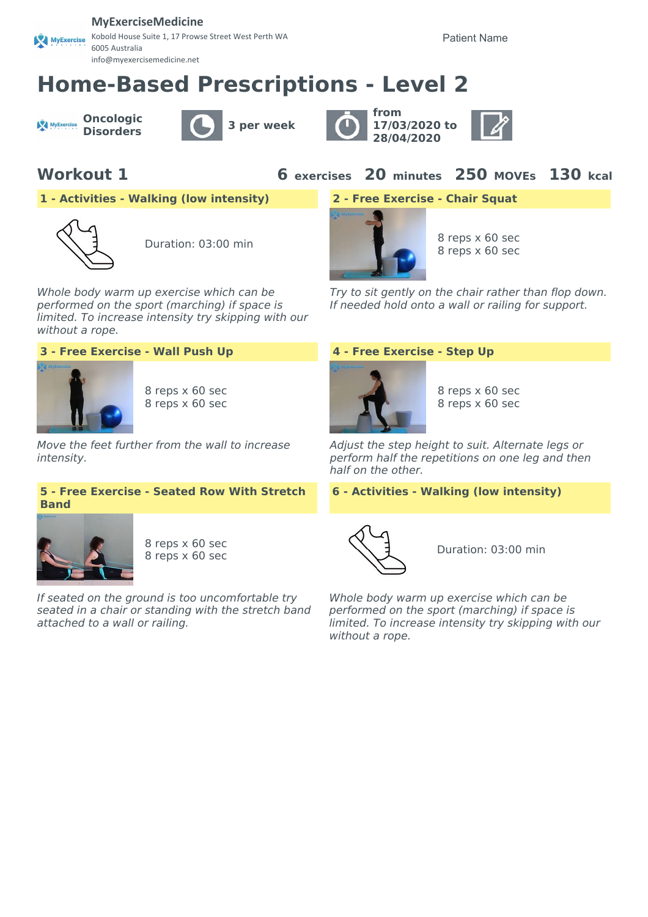MyExerciseMedicine
Kobold House Suite 1, 17 Prowse Street West Perth WA 6005 Australia
info@myexercisemedicine.net

Patient Name

# Home-Based Prescriptions - Level 2

**Oncologic Disorders**

**3 per week**

**from 17/03/2020 to 28/04/2020**

## Workout 1

**6** exercises **20** minutes **250** MOVEs **130** kcal

### 1 - Activities - Walking (low intensity)

Duration: 03:00 min

*Whole body warm up exercise which can be performed on the sport (marching) if space is limited. To increase intensity try skipping with our without a rope.*

### 2 - Free Exercise - Chair Squat

8 reps x 60 sec
8 reps x 60 sec

*Try to sit gently on the chair rather than flop down. If needed hold onto a wall or railing for support.*

### 3 - Free Exercise - Wall Push Up

8 reps x 60 sec
8 reps x 60 sec

*Move the feet further from the wall to increase intensity.*

### 4 - Free Exercise - Step Up

8 reps x 60 sec
8 reps x 60 sec

*Adjust the step height to suit. Alternate legs or perform half the repetitions on one leg and then half on the other.*

### 5 - Free Exercise - Seated Row With Stretch Band

8 reps x 60 sec
8 reps x 60 sec

*If seated on the ground is too uncomfortable try seated in a chair or standing with the stretch band attached to a wall or railing.*

### 6 - Activities - Walking (low intensity)

Duration: 03:00 min

*Whole body warm up exercise which can be performed on the sport (marching) if space is limited. To increase intensity try skipping with our without a rope.*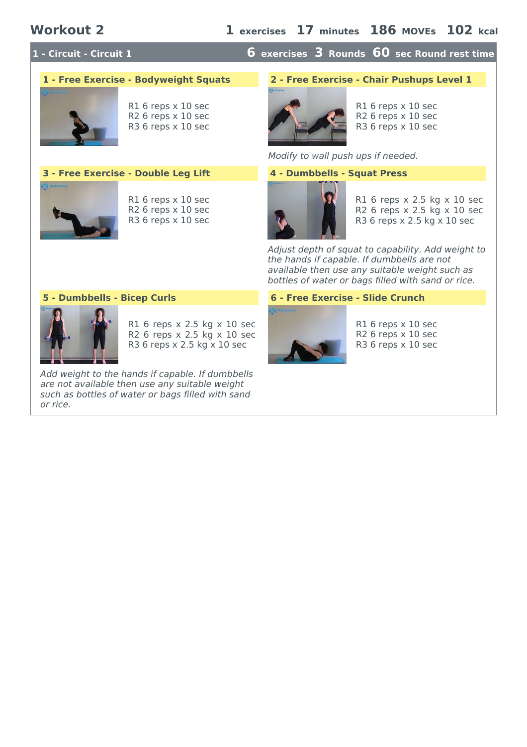# Workout 2

**1** exercises **17** minutes **186** MOVEs **102** kcal

## 1 - Circuit - Circuit 1

**6** exercises **3** Rounds **60** sec Round rest time

### 1 - Free Exercise - Bodyweight Squats

R1 6 reps x 10 sec
R2 6 reps x 10 sec
R3 6 reps x 10 sec

### 2 - Free Exercise - Chair Pushups Level 1

R1 6 reps x 10 sec
R2 6 reps x 10 sec
R3 6 reps x 10 sec

*Modify to wall push ups if needed.*

### 3 - Free Exercise - Double Leg Lift

R1 6 reps x 10 sec
R2 6 reps x 10 sec
R3 6 reps x 10 sec

### 4 - Dumbbells - Squat Press

R1 6 reps x 2.5 kg x 10 sec
R2 6 reps x 2.5 kg x 10 sec
R3 6 reps x 2.5 kg x 10 sec

*Adjust depth of squat to capability. Add weight to the hands if capable. If dumbbells are not available then use any suitable weight such as bottles of water or bags filled with sand or rice.*

### 5 - Dumbbells - Bicep Curls

R1 6 reps x 2.5 kg x 10 sec
R2 6 reps x 2.5 kg x 10 sec
R3 6 reps x 2.5 kg x 10 sec

*Add weight to the hands if capable. If dumbbells are not available then use any suitable weight such as bottles of water or bags filled with sand or rice.*

### 6 - Free Exercise - Slide Crunch

R1 6 reps x 10 sec
R2 6 reps x 10 sec
R3 6 reps x 10 sec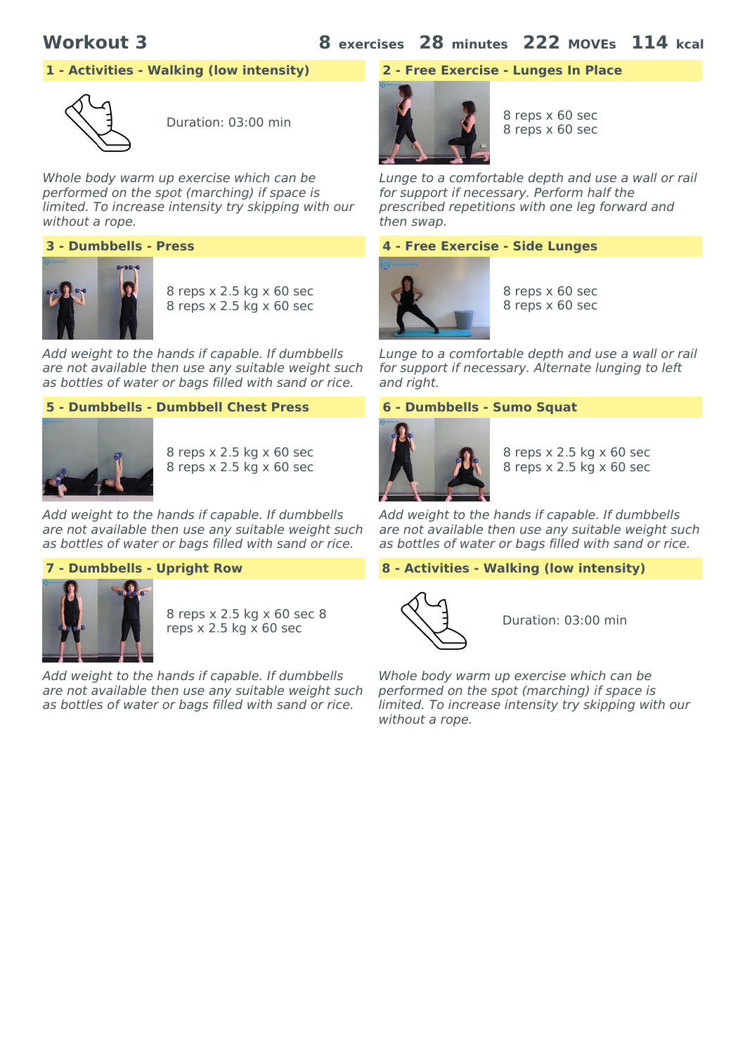# Workout 3

**8** exercises **28** minutes **222** MOVEs **114** kcal

### 1 - Activities - Walking (low intensity)

Duration: 03:00 min

*Whole body warm up exercise which can be performed on the spot (marching) if space is limited. To increase intensity try skipping with our without a rope.*

### 2 - Free Exercise - Lunges In Place

8 reps x 60 sec
8 reps x 60 sec

*Lunge to a comfortable depth and use a wall or rail for support if necessary. Perform half the prescribed repetitions with one leg forward and then swap.*

### 3 - Dumbbells - Press

8 reps x 2.5 kg x 60 sec
8 reps x 2.5 kg x 60 sec

*Add weight to the hands if capable. If dumbbells are not available then use any suitable weight such as bottles of water or bags filled with sand or rice.*

### 4 - Free Exercise - Side Lunges

8 reps x 60 sec
8 reps x 60 sec

*Lunge to a comfortable depth and use a wall or rail for support if necessary. Alternate lunging to left and right.*

### 5 - Dumbbells - Dumbbell Chest Press

8 reps x 2.5 kg x 60 sec
8 reps x 2.5 kg x 60 sec

*Add weight to the hands if capable. If dumbbells are not available then use any suitable weight such as bottles of water or bags filled with sand or rice.*

### 6 - Dumbbells - Sumo Squat

8 reps x 2.5 kg x 60 sec
8 reps x 2.5 kg x 60 sec

*Add weight to the hands if capable. If dumbbells are not available then use any suitable weight such as bottles of water or bags filled with sand or rice.*

### 7 - Dumbbells - Upright Row

8 reps x 2.5 kg x 60 sec 8 reps x 2.5 kg x 60 sec

*Add weight to the hands if capable. If dumbbells are not available then use any suitable weight such as bottles of water or bags filled with sand or rice.*

### 8 - Activities - Walking (low intensity)

Duration: 03:00 min

*Whole body warm up exercise which can be performed on the spot (marching) if space is limited. To increase intensity try skipping with our without a rope.*